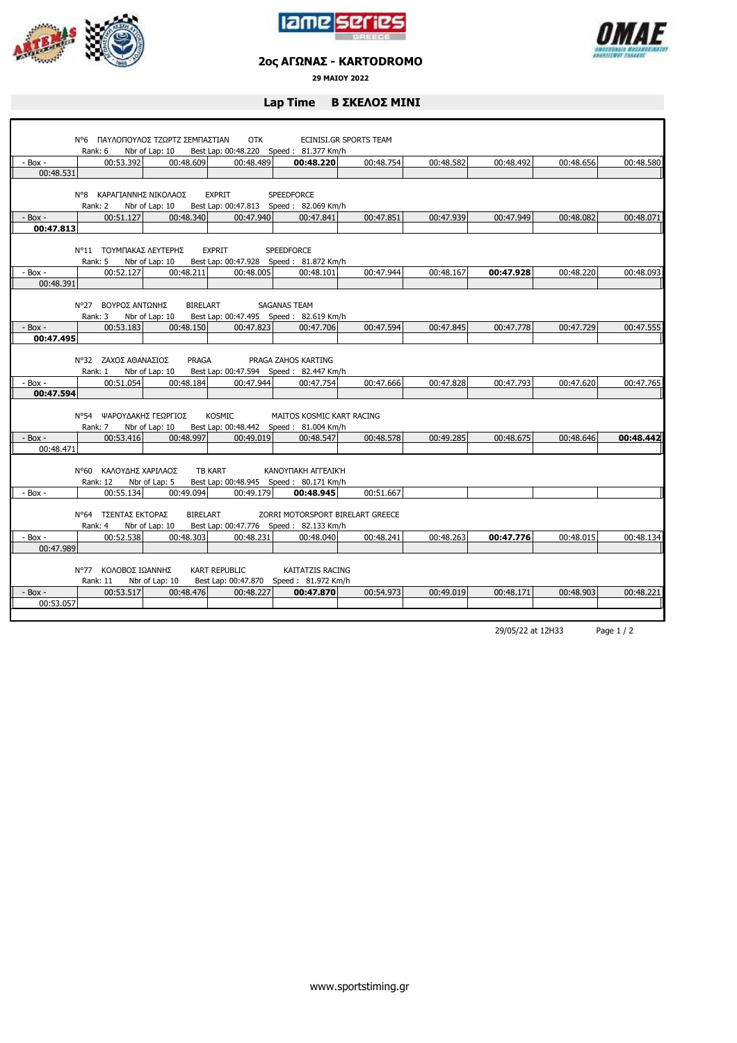## 2ος ΑΓΩΝΑΣ - KARTODROMO

**29 ΜΑΙΟΥ 2022**

### Lap Time Β ΣΚΕΛΟΣ ΜΙΝΙ

N°6 ΠΑΥΛΟΠΟΥΛΟΣ ΤΖΩΡΤΖ ΣΕΜΠΑΣΤΙΑΝ OTK ECINISI.GR SPORTS TEAM
Rank: 6 Nbr of Lap: 10 Best Lap: 00:48.220 Speed : 81.377 Km/h

| - Box - | 00:53.392 | 00:48.609 | 00:48.489 | **00:48.220** | 00:48.754 | 00:48.582 | 00:48.492 | 00:48.656 | 00:48.580 |
|---|---|---|---|---|---|---|---|---|---|
| 00:48.531 | | | | | | | | | |

N°8 ΚΑΡΑΓΙΑΝΝΗΣ ΝΙΚΟΛΑΟΣ EXPRIT SPEEDFORCE
Rank: 2 Nbr of Lap: 10 Best Lap: 00:47.813 Speed : 82.069 Km/h

| - Box - | 00:51.127 | 00:48.340 | 00:47.940 | 00:47.841 | 00:47.851 | 00:47.939 | 00:47.949 | 00:48.082 | 00:48.071 |
|---|---|---|---|---|---|---|---|---|---|
| **00:47.813** | | | | | | | | | |

N°11 ΤΟΥΜΠΑΚΑΣ ΛΕΥΤΕΡΗΣ EXPRIT SPEEDFORCE
Rank: 5 Nbr of Lap: 10 Best Lap: 00:47.928 Speed : 81.872 Km/h

| - Box - | 00:52.127 | 00:48.211 | 00:48.005 | 00:48.101 | 00:47.944 | 00:48.167 | **00:47.928** | 00:48.220 | 00:48.093 |
|---|---|---|---|---|---|---|---|---|---|
| 00:48.391 | | | | | | | | | |

N°27 ΒΟΥΡΟΣ ΑΝΤΩΝΗΣ BIRELART SAGANAS TEAM
Rank: 3 Nbr of Lap: 10 Best Lap: 00:47.495 Speed : 82.619 Km/h

| - Box - | 00:53.183 | 00:48.150 | 00:47.823 | 00:47.706 | 00:47.594 | 00:47.845 | 00:47.778 | 00:47.729 | 00:47.555 |
|---|---|---|---|---|---|---|---|---|---|
| **00:47.495** | | | | | | | | | |

N°32 ΖΑΧΟΣ ΑΘΑΝΑΣΙΟΣ PRAGA PRAGA ZAHOS KARTING
Rank: 1 Nbr of Lap: 10 Best Lap: 00:47.594 Speed : 82.447 Km/h

| - Box - | 00:51.054 | 00:48.184 | 00:47.944 | 00:47.754 | 00:47.666 | 00:47.828 | 00:47.793 | 00:47.620 | 00:47.765 |
|---|---|---|---|---|---|---|---|---|---|
| **00:47.594** | | | | | | | | | |

N°54 ΨΑΡΟΥΔΑΚΗΣ ΓΕΩΡΓΙΟΣ KOSMIC MAITOS KOSMIC KART RACING
Rank: 7 Nbr of Lap: 10 Best Lap: 00:48.442 Speed : 81.004 Km/h

| - Box - | 00:53.416 | 00:48.997 | 00:49.019 | 00:48.547 | 00:48.578 | 00:49.285 | 00:48.675 | 00:48.646 | **00:48.442** |
|---|---|---|---|---|---|---|---|---|---|
| 00:48.471 | | | | | | | | | |

N°60 ΚΑΛΟΥΔΗΣ ΧΑΡΙΛΑΟΣ TB KART ΚΑΝΟΥΠΑΚΗ ΑΓΓΕΛΙΚΉ
Rank: 12 Nbr of Lap: 5 Best Lap: 00:48.945 Speed : 80.171 Km/h

| - Box - | 00:55.134 | 00:49.094 | 00:49.179 | **00:48.945** | 00:51.667 | | | | |
|---|---|---|---|---|---|---|---|---|---|

N°64 ΤΣΕΝΤΑΣ ΕΚΤΟΡΑΣ BIRELART ZORRI MOTORSPORT BIRELART GREECE
Rank: 4 Nbr of Lap: 10 Best Lap: 00:47.776 Speed : 82.133 Km/h

| - Box - | 00:52.538 | 00:48.303 | 00:48.231 | 00:48.040 | 00:48.241 | 00:48.263 | **00:47.776** | 00:48.015 | 00:48.134 |
|---|---|---|---|---|---|---|---|---|---|
| 00:47.989 | | | | | | | | | |

N°77 ΚΟΛΟΒΟΣ ΙΩΑΝΝΗΣ KART REPUBLIC KAITATZIS RACING
Rank: 11 Nbr of Lap: 10 Best Lap: 00:47.870 Speed : 81.972 Km/h

| - Box - | 00:53.517 | 00:48.476 | 00:48.227 | **00:47.870** | 00:54.973 | 00:49.019 | 00:48.171 | 00:48.903 | 00:48.221 |
|---|---|---|---|---|---|---|---|---|---|
| 00:53.057 | | | | | | | | | |

29/05/22 at 12H33

www.sportstiming.gr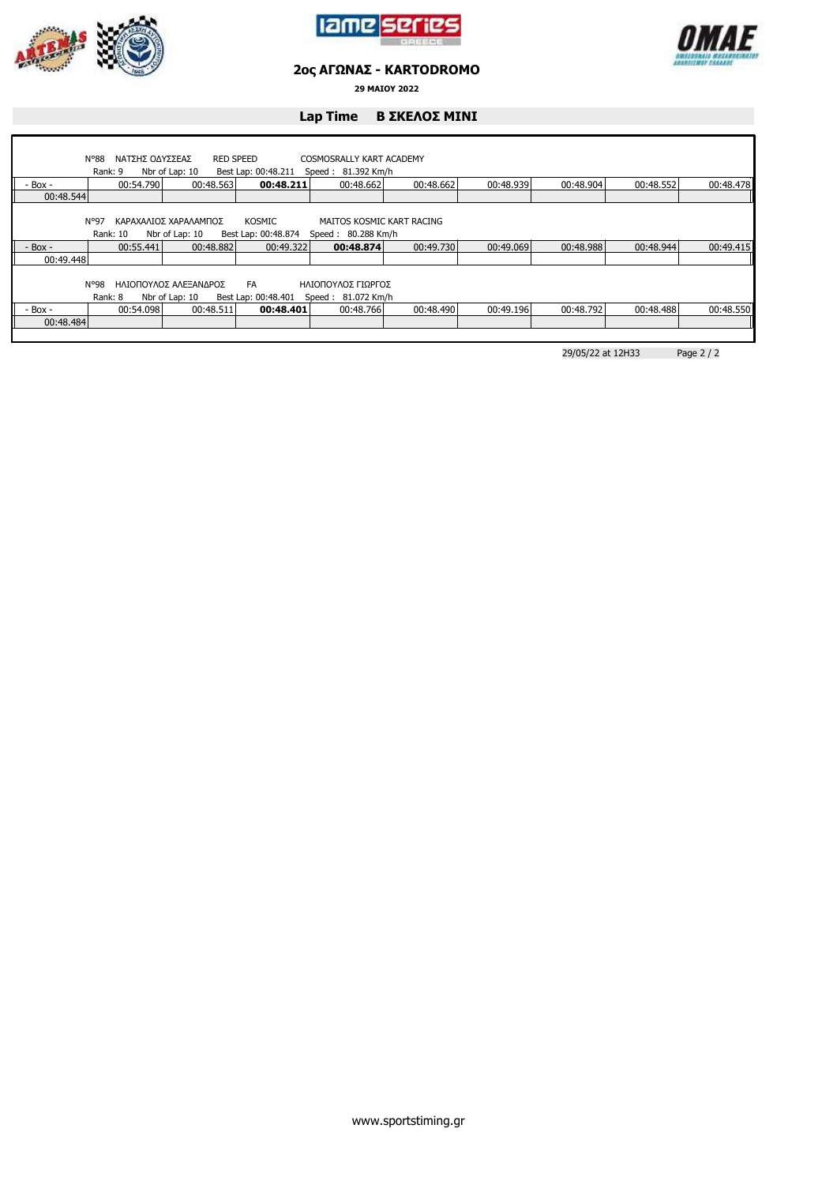## 2ος ΑΓΩΝΑΣ - KARTODROMO

**29 ΜΑΙΟΥ 2022**

### Lap Time  Β ΣΚΕΛΟΣ MINI

N°88 ΝΑΤΣΗΣ ΟΔΥΣΣΕΑΣ  RED SPEED  COSMOSRALLY KART ACADEMY
Rank: 9  Nbr of Lap: 10  Best Lap: 00:48.211  Speed : 81.392 Km/h

| | | | | | | | | | |
|---|---|---|---|---|---|---|---|---|---|
| - Box - | 00:54.790 | 00:48.563 | **00:48.211** | 00:48.662 | 00:48.662 | 00:48.939 | 00:48.904 | 00:48.552 | 00:48.478 |
| 00:48.544 | | | | | | | | | |

N°97 ΚΑΡΑΧΑΛΙΟΣ ΧΑΡΑΛΑΜΠΟΣ  KOSMIC  MAITOS KOSMIC KART RACING
Rank: 10  Nbr of Lap: 10  Best Lap: 00:48.874  Speed : 80.288 Km/h

| | | | | | | | | | |
|---|---|---|---|---|---|---|---|---|---|
| - Box - | 00:55.441 | 00:48.882 | 00:49.322 | **00:48.874** | 00:49.730 | 00:49.069 | 00:48.988 | 00:48.944 | 00:49.415 |
| 00:49.448 | | | | | | | | | |

N°98 ΗΛΙΟΠΟΥΛΟΣ ΑΛΕΞΑΝΔΡΟΣ  FA  ΗΛΙΟΠΟΥΛΟΣ ΓΙΩΡΓΟΣ
Rank: 8  Nbr of Lap: 10  Best Lap: 00:48.401  Speed : 81.072 Km/h

| | | | | | | | | | |
|---|---|---|---|---|---|---|---|---|---|
| - Box - | 00:54.098 | 00:48.511 | **00:48.401** | 00:48.766 | 00:48.490 | 00:49.196 | 00:48.792 | 00:48.488 | 00:48.550 |
| 00:48.484 | | | | | | | | | |

29/05/22 at 12H33

www.sportstiming.gr